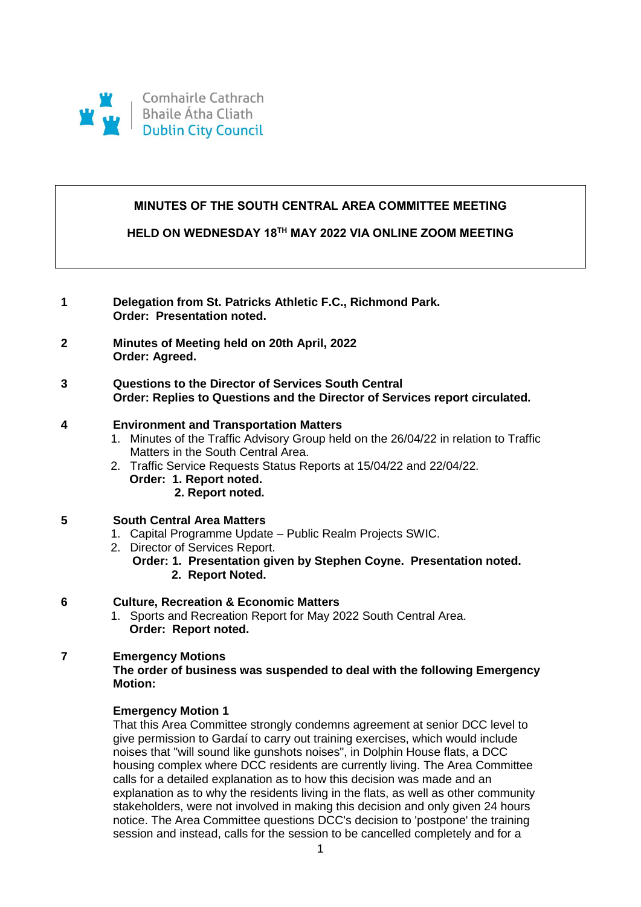Comhairle Cathrach
Bhaile Átha Cliath
Dublin City Council

**MINUTES OF THE SOUTH CENTRAL AREA COMMITTEE MEETING**

**HELD ON WEDNESDAY 18TH MAY 2022 VIA ONLINE ZOOM MEETING**

**1** **Delegation from St. Patricks Athletic F.C., Richmond Park.**
**Order: Presentation noted.**

**2** **Minutes of Meeting held on 20th April, 2022**
**Order: Agreed.**

**3** **Questions to the Director of Services South Central**
**Order: Replies to Questions and the Director of Services report circulated.**

**4** **Environment and Transportation Matters**

1. Minutes of the Traffic Advisory Group held on the 26/04/22 in relation to Traffic Matters in the South Central Area.
2. Traffic Service Requests Status Reports at 15/04/22 and 22/04/22.

**Order: 1. Report noted.**
**2. Report noted.**

**5** **South Central Area Matters**

1. Capital Programme Update – Public Realm Projects SWIC.
2. Director of Services Report.

**Order: 1. Presentation given by Stephen Coyne. Presentation noted.**
**2. Report Noted.**

**6** **Culture, Recreation & Economic Matters**

1. Sports and Recreation Report for May 2022 South Central Area.

**Order: Report noted.**

**7** **Emergency Motions**
**The order of business was suspended to deal with the following Emergency Motion:**

**Emergency Motion 1**
That this Area Committee strongly condemns agreement at senior DCC level to give permission to Gardaí to carry out training exercises, which would include noises that "will sound like gunshots noises", in Dolphin House flats, a DCC housing complex where DCC residents are currently living. The Area Committee calls for a detailed explanation as to how this decision was made and an explanation as to why the residents living in the flats, as well as other community stakeholders, were not involved in making this decision and only given 24 hours notice. The Area Committee questions DCC's decision to 'postpone' the training session and instead, calls for the session to be cancelled completely and for a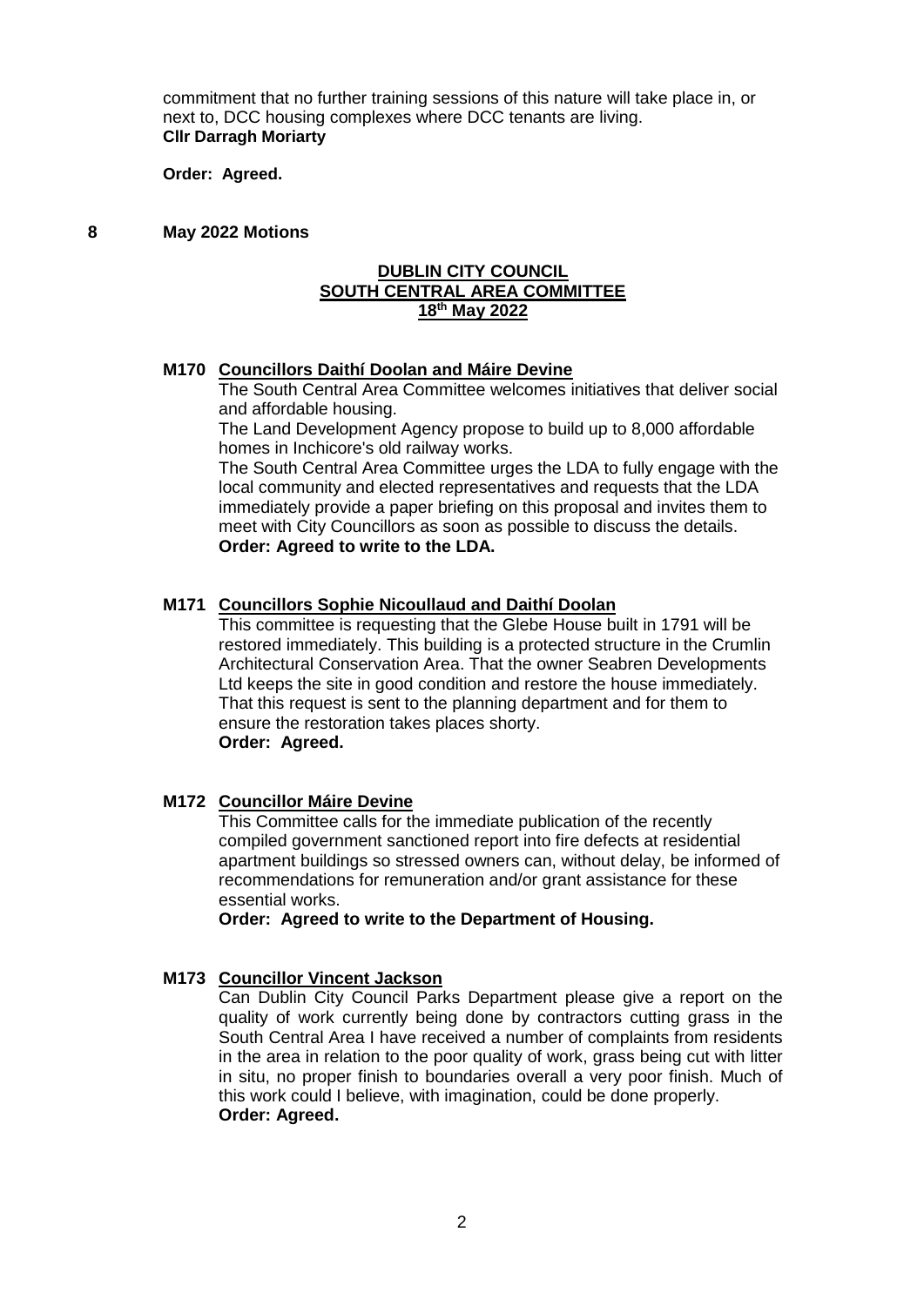commitment that no further training sessions of this nature will take place in, or next to, DCC housing complexes where DCC tenants are living.
**Cllr Darragh Moriarty**

**Order: Agreed.**

## 8 May 2022 Motions

**DUBLIN CITY COUNCIL**
**SOUTH CENTRAL AREA COMMITTEE**
**18th May 2022**

**M170 Councillors Daithí Doolan and Máire Devine**

The South Central Area Committee welcomes initiatives that deliver social and affordable housing.

The Land Development Agency propose to build up to 8,000 affordable homes in Inchicore's old railway works.

The South Central Area Committee urges the LDA to fully engage with the local community and elected representatives and requests that the LDA immediately provide a paper briefing on this proposal and invites them to meet with City Councillors as soon as possible to discuss the details.
**Order: Agreed to write to the LDA.**

**M171 Councillors Sophie Nicoullaud and Daithí Doolan**

This committee is requesting that the Glebe House built in 1791 will be restored immediately. This building is a protected structure in the Crumlin Architectural Conservation Area. That the owner Seabren Developments Ltd keeps the site in good condition and restore the house immediately. That this request is sent to the planning department and for them to ensure the restoration takes places shorty.
**Order: Agreed.**

**M172 Councillor Máire Devine**

This Committee calls for the immediate publication of the recently compiled government sanctioned report into fire defects at residential apartment buildings so stressed owners can, without delay, be informed of recommendations for remuneration and/or grant assistance for these essential works.
**Order: Agreed to write to the Department of Housing.**

**M173 Councillor Vincent Jackson**

Can Dublin City Council Parks Department please give a report on the quality of work currently being done by contractors cutting grass in the South Central Area I have received a number of complaints from residents in the area in relation to the poor quality of work, grass being cut with litter in situ, no proper finish to boundaries overall a very poor finish. Much of this work could I believe, with imagination, could be done properly.
**Order: Agreed.**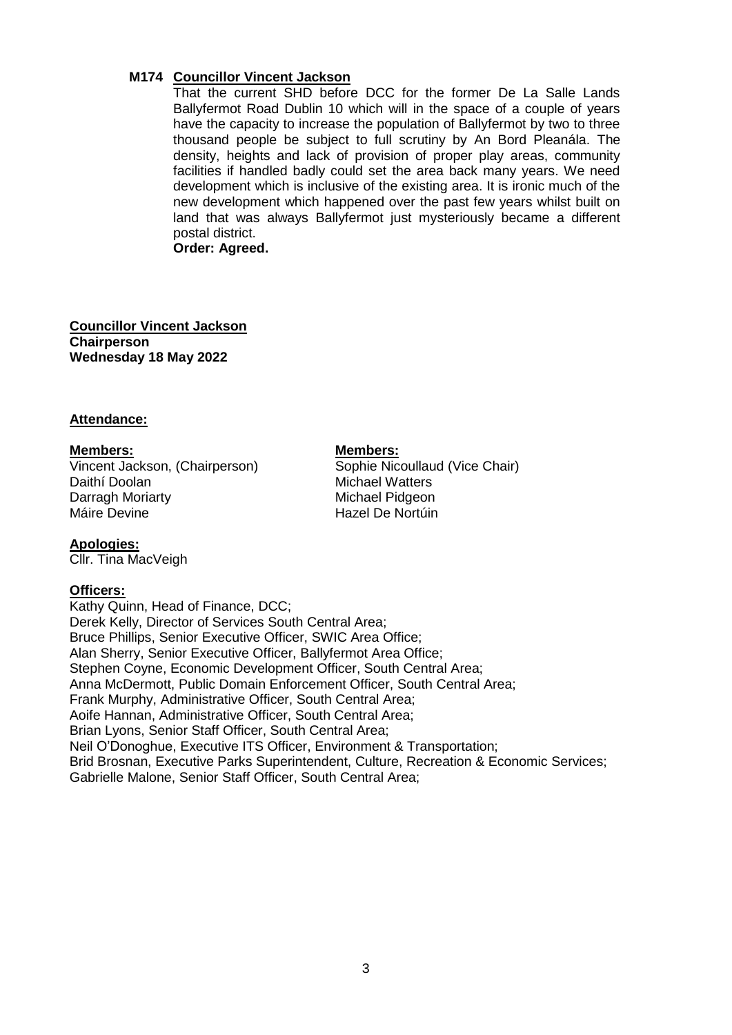**M174 Councillor Vincent Jackson**

That the current SHD before DCC for the former De La Salle Lands Ballyfermot Road Dublin 10 which will in the space of a couple of years have the capacity to increase the population of Ballyfermot by two to three thousand people be subject to full scrutiny by An Bord Pleanála. The density, heights and lack of provision of proper play areas, community facilities if handled badly could set the area back many years. We need development which is inclusive of the existing area. It is ironic much of the new development which happened over the past few years whilst built on land that was always Ballyfermot just mysteriously became a different postal district.

**Order: Agreed.**

**Councillor Vincent Jackson**
**Chairperson**
**Wednesday 18 May 2022**

**Attendance:**

**Members:**
Vincent Jackson, (Chairperson)
Daithí Doolan
Darragh Moriarty
Máire Devine

**Members:**
Sophie Nicoullaud (Vice Chair)
Michael Watters
Michael Pidgeon
Hazel De Nortúin

**Apologies:**
Cllr. Tina MacVeigh

**Officers:**
Kathy Quinn, Head of Finance, DCC;
Derek Kelly, Director of Services South Central Area;
Bruce Phillips, Senior Executive Officer, SWIC Area Office;
Alan Sherry, Senior Executive Officer, Ballyfermot Area Office;
Stephen Coyne, Economic Development Officer, South Central Area;
Anna McDermott, Public Domain Enforcement Officer, South Central Area;
Frank Murphy, Administrative Officer, South Central Area;
Aoife Hannan, Administrative Officer, South Central Area;
Brian Lyons, Senior Staff Officer, South Central Area;
Neil O'Donoghue, Executive ITS Officer, Environment & Transportation;
Brid Brosnan, Executive Parks Superintendent, Culture, Recreation & Economic Services;
Gabrielle Malone, Senior Staff Officer, South Central Area;